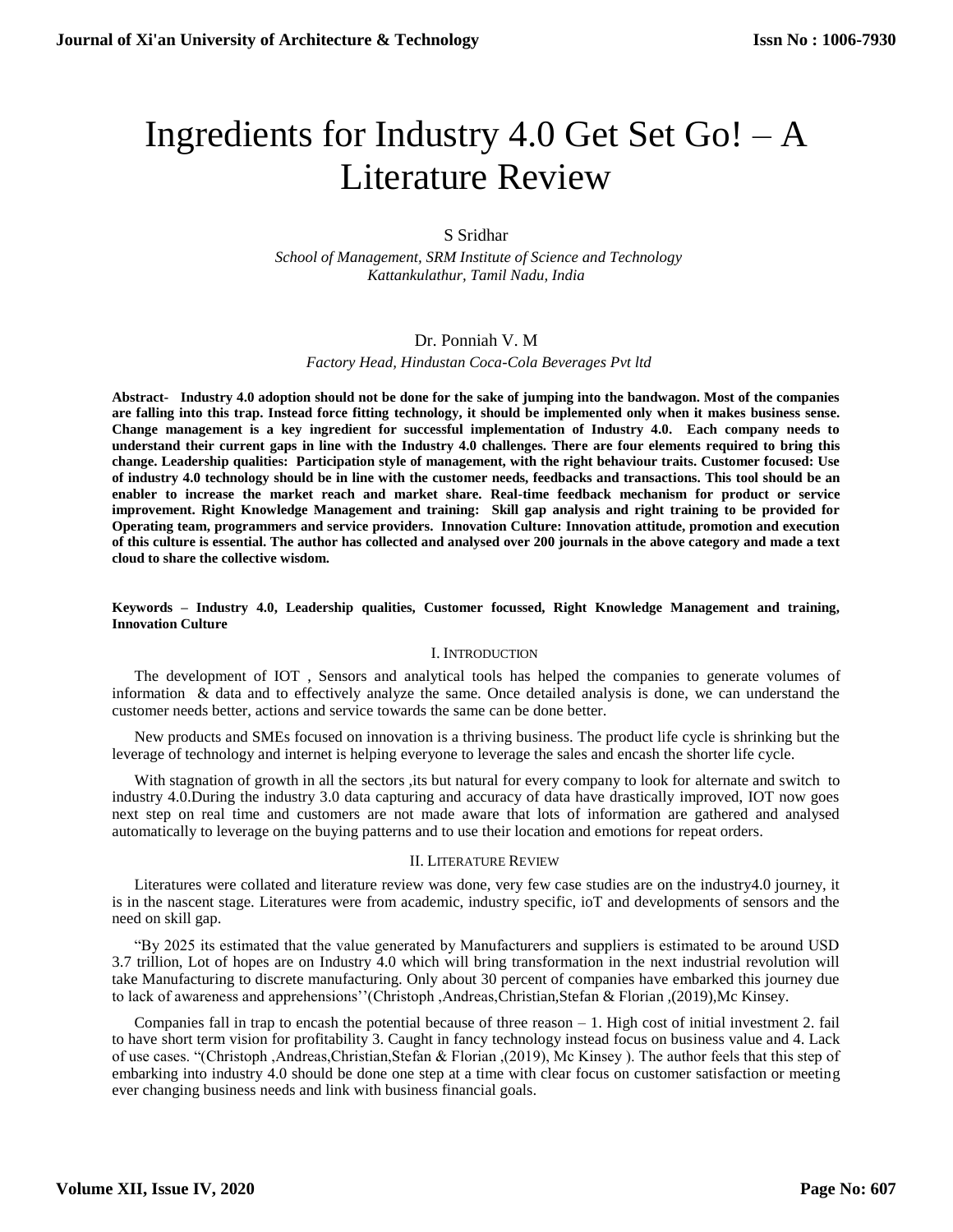# Ingredients for Industry 4.0 Get Set Go! – A Literature Review

S Sridhar

*School of Management, SRM Institute of Science and Technology*
*Kattankulathur, Tamil Nadu, India*

Dr. Ponniah V. M

*Factory Head, Hindustan Coca-Cola Beverages Pvt ltd*

**Abstract- Industry 4.0 adoption should not be done for the sake of jumping into the bandwagon. Most of the companies are falling into this trap. Instead force fitting technology, it should be implemented only when it makes business sense. Change management is a key ingredient for successful implementation of Industry 4.0. Each company needs to understand their current gaps in line with the Industry 4.0 challenges. There are four elements required to bring this change. Leadership qualities: Participation style of management, with the right behaviour traits. Customer focused: Use of industry 4.0 technology should be in line with the customer needs, feedbacks and transactions. This tool should be an enabler to increase the market reach and market share. Real-time feedback mechanism for product or service improvement. Right Knowledge Management and training: Skill gap analysis and right training to be provided for Operating team, programmers and service providers. Innovation Culture: Innovation attitude, promotion and execution of this culture is essential. The author has collected and analysed over 200 journals in the above category and made a text cloud to share the collective wisdom.**

**Keywords – Industry 4.0, Leadership qualities, Customer focussed, Right Knowledge Management and training, Innovation Culture**

## I. Introduction

The development of IOT , Sensors and analytical tools has helped the companies to generate volumes of information & data and to effectively analyze the same. Once detailed analysis is done, we can understand the customer needs better, actions and service towards the same can be done better.

New products and SMEs focused on innovation is a thriving business. The product life cycle is shrinking but the leverage of technology and internet is helping everyone to leverage the sales and encash the shorter life cycle.

With stagnation of growth in all the sectors ,its but natural for every company to look for alternate and switch to industry 4.0.During the industry 3.0 data capturing and accuracy of data have drastically improved, IOT now goes next step on real time and customers are not made aware that lots of information are gathered and analysed automatically to leverage on the buying patterns and to use their location and emotions for repeat orders.

## II. Literature Review

Literatures were collated and literature review was done, very few case studies are on the industry4.0 journey, it is in the nascent stage. Literatures were from academic, industry specific, ioT and developments of sensors and the need on skill gap.

"By 2025 its estimated that the value generated by Manufacturers and suppliers is estimated to be around USD 3.7 trillion, Lot of hopes are on Industry 4.0 which will bring transformation in the next industrial revolution will take Manufacturing to discrete manufacturing. Only about 30 percent of companies have embarked this journey due to lack of awareness and apprehensions''(Christoph ,Andreas,Christian,Stefan & Florian ,(2019),Mc Kinsey.

Companies fall in trap to encash the potential because of three reason – 1. High cost of initial investment 2. fail to have short term vision for profitability 3. Caught in fancy technology instead focus on business value and 4. Lack of use cases. "(Christoph ,Andreas,Christian,Stefan & Florian ,(2019), Mc Kinsey ). The author feels that this step of embarking into industry 4.0 should be done one step at a time with clear focus on customer satisfaction or meeting ever changing business needs and link with business financial goals.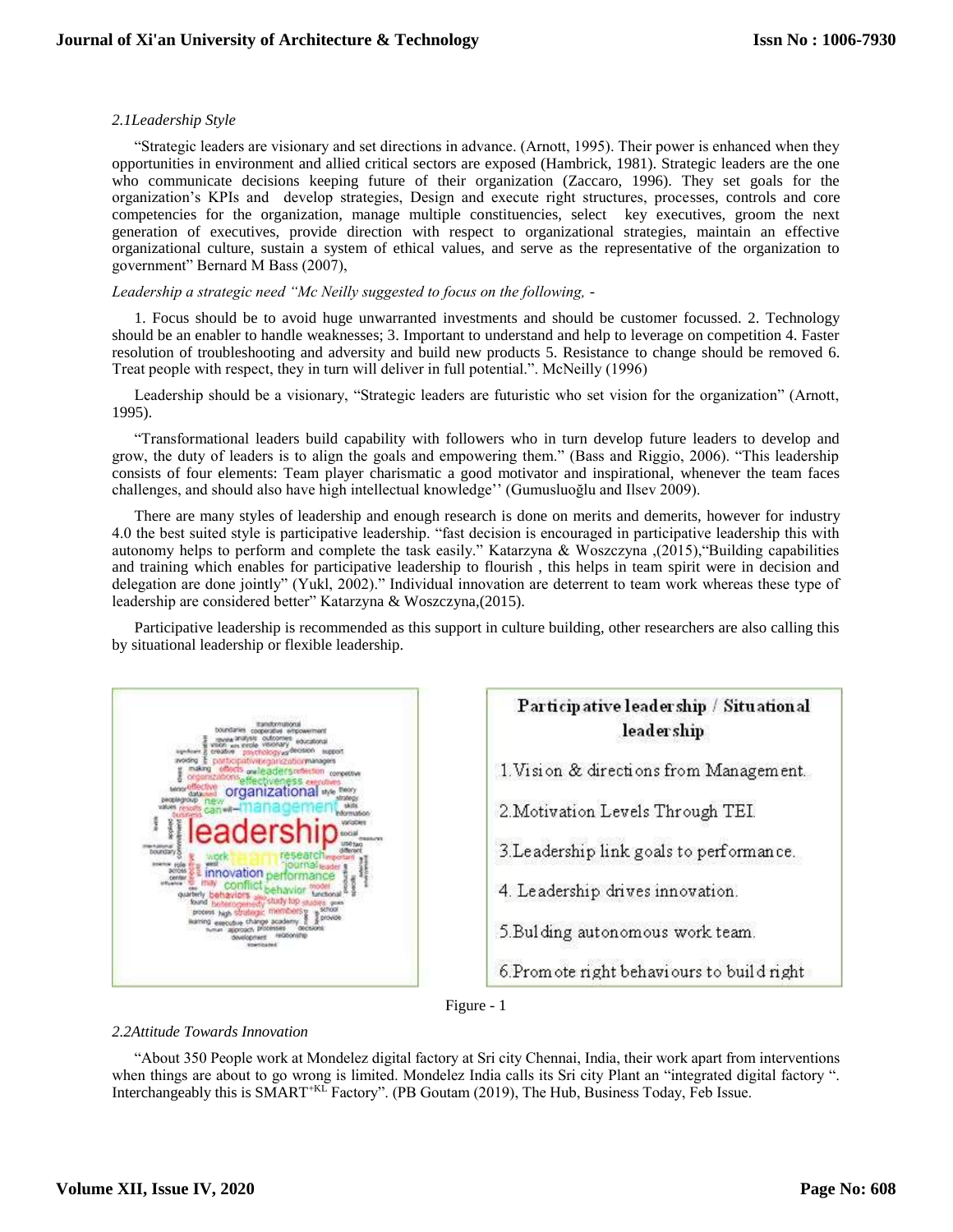*2.1Leadership Style*

"Strategic leaders are visionary and set directions in advance. (Arnott, 1995). Their power is enhanced when they opportunities in environment and allied critical sectors are exposed (Hambrick, 1981). Strategic leaders are the one who communicate decisions keeping future of their organization (Zaccaro, 1996). They set goals for the organization's KPIs and develop strategies, Design and execute right structures, processes, controls and core competencies for the organization, manage multiple constituencies, select key executives, groom the next generation of executives, provide direction with respect to organizational strategies, maintain an effective organizational culture, sustain a system of ethical values, and serve as the representative of the organization to government" Bernard M Bass (2007),

*Leadership a strategic need "Mc Neilly suggested to focus on the following, -*

1. Focus should be to avoid huge unwarranted investments and should be customer focussed. 2. Technology should be an enabler to handle weaknesses; 3. Important to understand and help to leverage on competition 4. Faster resolution of troubleshooting and adversity and build new products 5. Resistance to change should be removed 6. Treat people with respect, they in turn will deliver in full potential.". McNeilly (1996)

Leadership should be a visionary, "Strategic leaders are futuristic who set vision for the organization" (Arnott, 1995).

"Transformational leaders build capability with followers who in turn develop future leaders to develop and grow, the duty of leaders is to align the goals and empowering them." (Bass and Riggio, 2006). "This leadership consists of four elements: Team player charismatic a good motivator and inspirational, whenever the team faces challenges, and should also have high intellectual knowledge'' (Gumusluoğlu and Ilsev 2009).

There are many styles of leadership and enough research is done on merits and demerits, however for industry 4.0 the best suited style is participative leadership. "fast decision is encouraged in participative leadership this with autonomy helps to perform and complete the task easily." Katarzyna & Woszczyna ,(2015),"Building capabilities and training which enables for participative leadership to flourish , this helps in team spirit were in decision and delegation are done jointly" (Yukl, 2002)." Individual innovation are deterrent to team work whereas these type of leadership are considered better" Katarzyna & Woszczyna,(2015).

Participative leadership is recommended as this support in culture building, other researchers are also calling this by situational leadership or flexible leadership.

| Participative leadership / Situational leadership |
|---|
| 1.Vision & directions from Management. |
| 2.Motivation Levels Through TEI. |
| 3.Leadership link goals to performance. |
| 4. Leadership drives innovation. |
| 5.Bulding autonomous work team. |
| 6.Promote right behaviours to build right |

Figure - 1

*2.2Attitude Towards Innovation*

"About 350 People work at Mondelez digital factory at Sri city Chennai, India, their work apart from interventions when things are about to go wrong is limited. Mondelez India calls its Sri city Plant an "integrated digital factory ". Interchangeably this is SMART$^{+KL}$ Factory". (PB Goutam (2019), The Hub, Business Today, Feb Issue.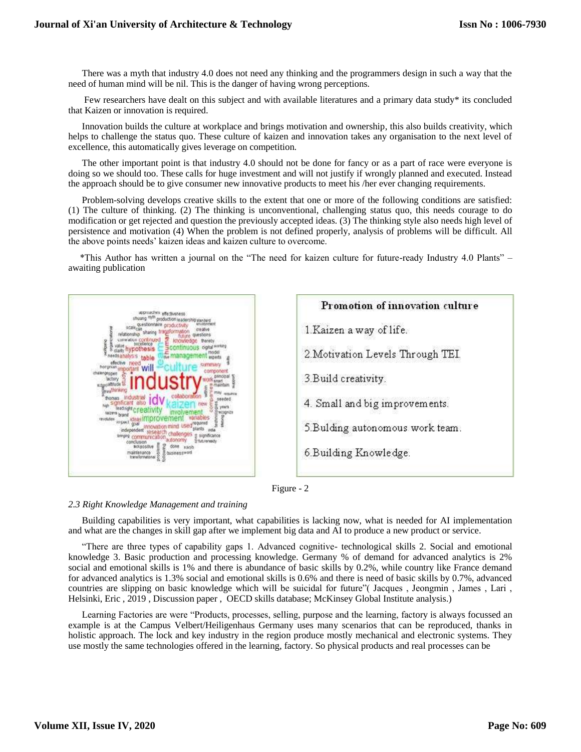There was a myth that industry 4.0 does not need any thinking and the programmers design in such a way that the need of human mind will be nil. This is the danger of having wrong perceptions.

Few researchers have dealt on this subject and with available literatures and a primary data study* its concluded that Kaizen or innovation is required.

Innovation builds the culture at workplace and brings motivation and ownership, this also builds creativity, which helps to challenge the status quo. These culture of kaizen and innovation takes any organisation to the next level of excellence, this automatically gives leverage on competition.

The other important point is that industry 4.0 should not be done for fancy or as a part of race were everyone is doing so we should too. These calls for huge investment and will not justify if wrongly planned and executed. Instead the approach should be to give consumer new innovative products to meet his /her ever changing requirements.

Problem-solving develops creative skills to the extent that one or more of the following conditions are satisfied: (1) The culture of thinking. (2) The thinking is unconventional, challenging status quo, this needs courage to do modification or get rejected and question the previously accepted ideas. (3) The thinking style also needs high level of persistence and motivation (4) When the problem is not defined properly, analysis of problems will be difficult. All the above points needs' kaizen ideas and kaizen culture to overcome.

*This Author has written a journal on the "The need for kaizen culture for future-ready Industry 4.0 Plants" – awaiting publication

**Promotion of innovation culture**

1. Kaizen a way of life.
2. Motivation Levels Through TEI.
3. Build creativity.
4. Small and big improvements.
5. Bulding autonomous work team.
6. Building Knowledge.

Figure - 2

*2.3 Right Knowledge Management and training*

Building capabilities is very important, what capabilities is lacking now, what is needed for AI implementation and what are the changes in skill gap after we implement big data and AI to produce a new product or service.

"There are three types of capability gaps 1. Advanced cognitive- technological skills 2. Social and emotional knowledge 3. Basic production and processing knowledge. Germany % of demand for advanced analytics is 2% social and emotional skills is 1% and there is abundance of basic skills by 0.2%, while country like France demand for advanced analytics is 1.3% social and emotional skills is 0.6% and there is need of basic skills by 0.7%, advanced countries are slipping on basic knowledge which will be suicidal for future"( Jacques , Jeongmin , James , Lari , Helsinki, Eric , 2019 , Discussion paper , OECD skills database; McKinsey Global Institute analysis.)

Learning Factories are were "Products, processes, selling, purpose and the learning, factory is always focussed an example is at the Campus Velbert/Heiligenhaus Germany uses many scenarios that can be reproduced, thanks in holistic approach. The lock and key industry in the region produce mostly mechanical and electronic systems. They use mostly the same technologies offered in the learning, factory. So physical products and real processes can be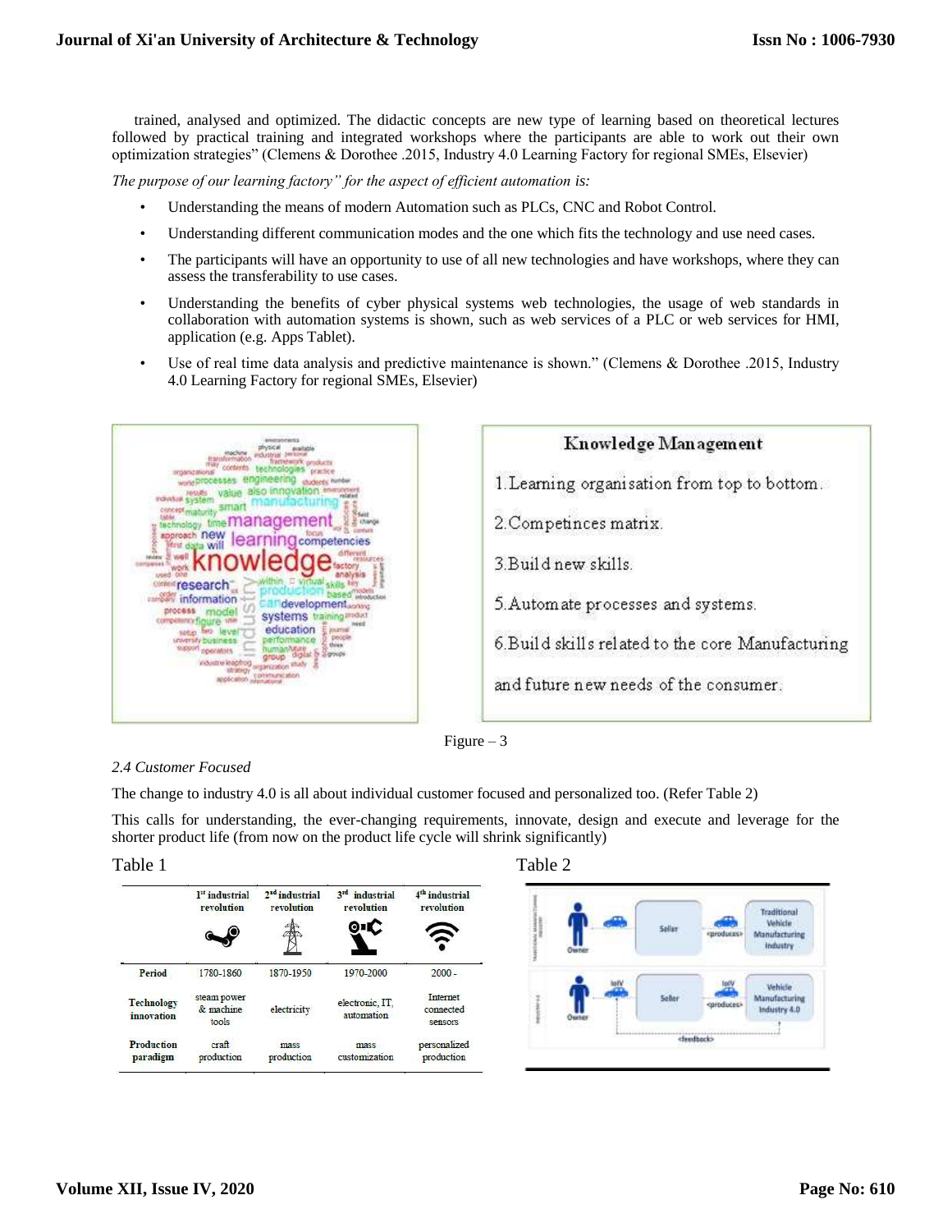trained, analysed and optimized. The didactic concepts are new type of learning based on theoretical lectures followed by practical training and integrated workshops where the participants are able to work out their own optimization strategies" (Clemens & Dorothee .2015, Industry 4.0 Learning Factory for regional SMEs, Elsevier)

*The purpose of our learning factory" for the aspect of efficient automation is:*

- Understanding the means of modern Automation such as PLCs, CNC and Robot Control.
- Understanding different communication modes and the one which fits the technology and use need cases.
- The participants will have an opportunity to use of all new technologies and have workshops, where they can assess the transferability to use cases.
- Understanding the benefits of cyber physical systems web technologies, the usage of web standards in collaboration with automation systems is shown, such as web services of a PLC or web services for HMI, application (e.g. Apps Tablet).
- Use of real time data analysis and predictive maintenance is shown." (Clemens & Dorothee .2015, Industry 4.0 Learning Factory for regional SMEs, Elsevier)

**Knowledge Management**

1. Learning organisation from top to bottom.
2. Competinces matrix.
3. Build new skills.
5. Automate processes and systems.
6. Build skills related to the core Manufacturing and future new needs of the consumer.

Figure – 3

*2.4 Customer Focused*

The change to industry 4.0 is all about individual customer focused and personalized too. (Refer Table 2)

This calls for understanding, the ever-changing requirements, innovate, design and execute and leverage for the shorter product life (from now on the product life cycle will shrink significantly)

Table 1

| | 1st industrial revolution | 2nd industrial revolution | 3rd industrial revolution | 4th industrial revolution |
|---|---|---|---|---|
| Period | 1780-1860 | 1870-1950 | 1970-2000 | 2000 - |
| Technology innovation | steam power & machine tools | electricity | electronic, IT, automation | Internet connected sensors |
| Production paradigm | craft production | mass production | mass customization | personalized production |

Table 2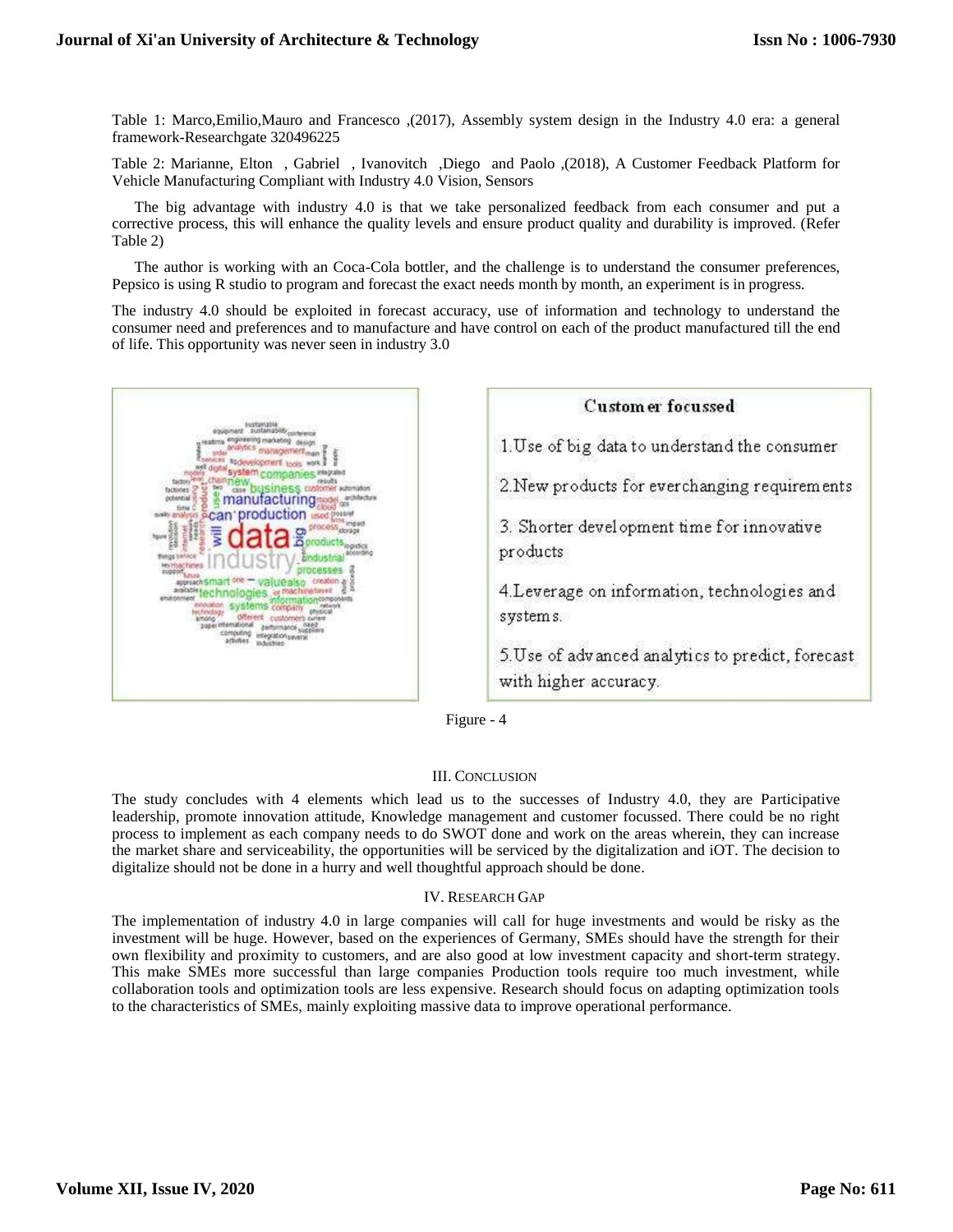Table 1: Marco,Emilio,Mauro and Francesco ,(2017), Assembly system design in the Industry 4.0 era: a general framework-Researchgate 320496225

Table 2: Marianne, Elton , Gabriel , Ivanovitch ,Diego and Paolo ,(2018), A Customer Feedback Platform for Vehicle Manufacturing Compliant with Industry 4.0 Vision, Sensors

The big advantage with industry 4.0 is that we take personalized feedback from each consumer and put a corrective process, this will enhance the quality levels and ensure product quality and durability is improved. (Refer Table 2)

The author is working with an Coca-Cola bottler, and the challenge is to understand the consumer preferences, Pepsico is using R studio to program and forecast the exact needs month by month, an experiment is in progress.

The industry 4.0 should be exploited in forecast accuracy, use of information and technology to understand the consumer need and preferences and to manufacture and have control on each of the product manufactured till the end of life. This opportunity was never seen in industry 3.0

**Customer focussed**

1.Use of big data to understand the consumer

2.New products for everchanging requirements

3. Shorter development time for innovative products

4.Leverage on information, technologies and systems.

5.Use of advanced analytics to predict, forecast with higher accuracy.

Figure - 4

## III. Conclusion

The study concludes with 4 elements which lead us to the successes of Industry 4.0, they are Participative leadership, promote innovation attitude, Knowledge management and customer focussed. There could be no right process to implement as each company needs to do SWOT done and work on the areas wherein, they can increase the market share and serviceability, the opportunities will be serviced by the digitalization and iOT. The decision to digitalize should not be done in a hurry and well thoughtful approach should be done.

## IV. Research Gap

The implementation of industry 4.0 in large companies will call for huge investments and would be risky as the investment will be huge. However, based on the experiences of Germany, SMEs should have the strength for their own flexibility and proximity to customers, and are also good at low investment capacity and short-term strategy. This make SMEs more successful than large companies Production tools require too much investment, while collaboration tools and optimization tools are less expensive. Research should focus on adapting optimization tools to the characteristics of SMEs, mainly exploiting massive data to improve operational performance.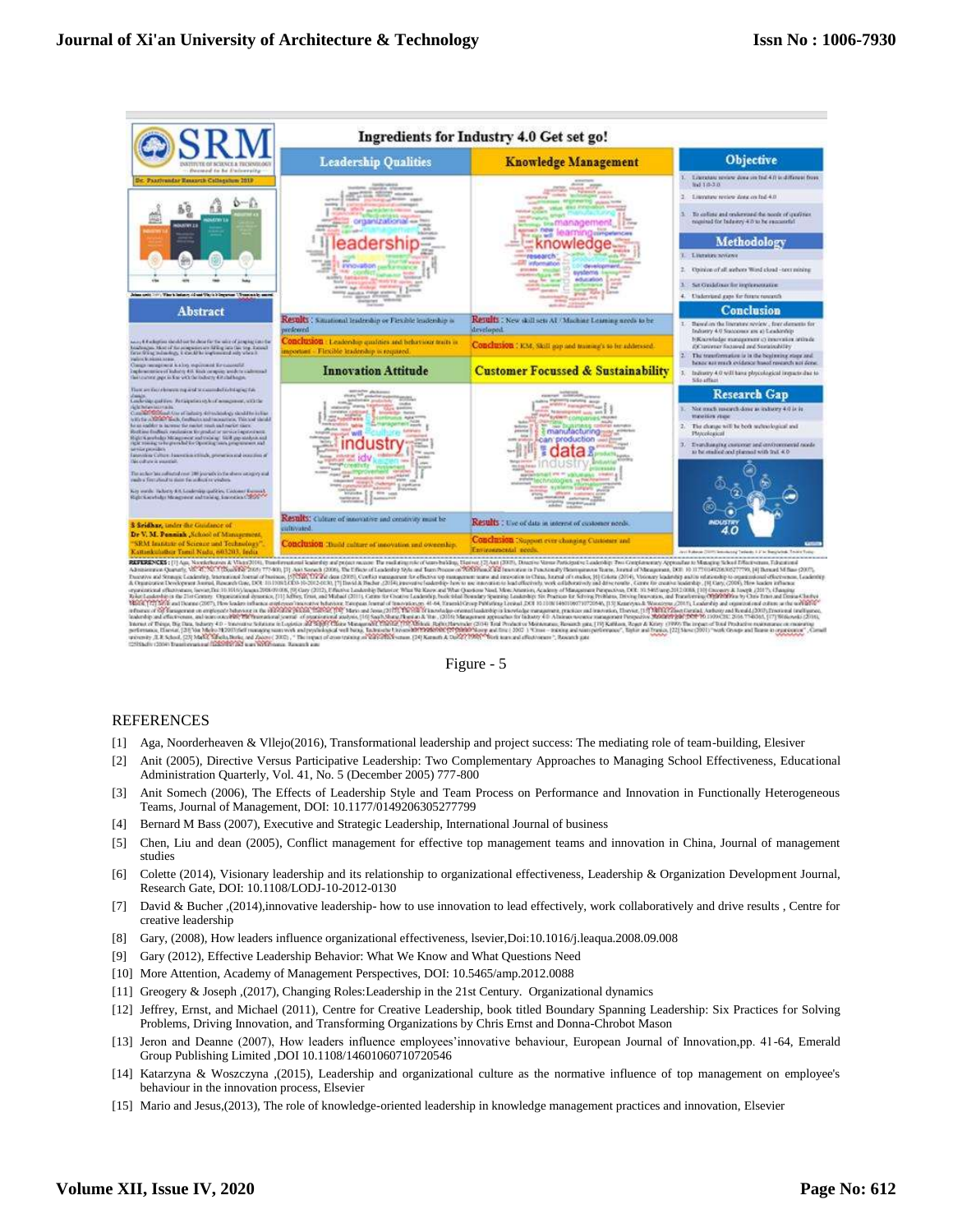Figure - 5

## REFERENCES

[1] Aga, Noorderheaven & Vllejo(2016), Transformational leadership and project success: The mediating role of team-building, Elesiver

[2] Anit (2005), Directive Versus Participative Leadership: Two Complementary Approaches to Managing School Effectiveness, Educational Administration Quarterly, Vol. 41, No. 5 (December 2005) 777-800

[3] Anit Somech (2006), The Effects of Leadership Style and Team Process on Performance and Innovation in Functionally Heterogeneous Teams, Journal of Management, DOI: 10.1177/0149206305277799

[4] Bernard M Bass (2007), Executive and Strategic Leadership, International Journal of business

[5] Chen, Liu and dean (2005), Conflict management for effective top management teams and innovation in China, Journal of management studies

[6] Colette (2014), Visionary leadership and its relationship to organizational effectiveness, Leadership & Organization Development Journal, Research Gate, DOI: 10.1108/LODJ-10-2012-0130

[7] David & Bucher ,(2014),innovative leadership- how to use innovation to lead effectively, work collaboratively and drive results , Centre for creative leadership

[8] Gary, (2008), How leaders influence organizational effectiveness, lsevier,Doi:10.1016/j.leaqua.2008.09.008

[9] Gary (2012), Effective Leadership Behavior: What We Know and What Questions Need

[10] More Attention, Academy of Management Perspectives, DOI: 10.5465/amp.2012.0088

[11] Greogery & Joseph ,(2017), Changing Roles:Leadership in the 21st Century. Organizational dynamics

[12] Jeffrey, Ernst, and Michael (2011), Centre for Creative Leadership, book titled Boundary Spanning Leadership: Six Practices for Solving Problems, Driving Innovation, and Transforming Organizations by Chris Ernst and Donna-Chrobot Mason

[13] Jeron and Deanne (2007), How leaders influence employees'innovative behaviour, European Journal of Innovation,pp. 41-64, Emerald Group Publishing Limited ,DOI 10.1108/14601060710720546

[14] Katarzyna & Woszczyna ,(2015), Leadership and organizational culture as the normative influence of top management on employee's behaviour in the innovation process, Elsevier

[15] Mario and Jesus,(2013), The role of knowledge-oriented leadership in knowledge management practices and innovation, Elsevier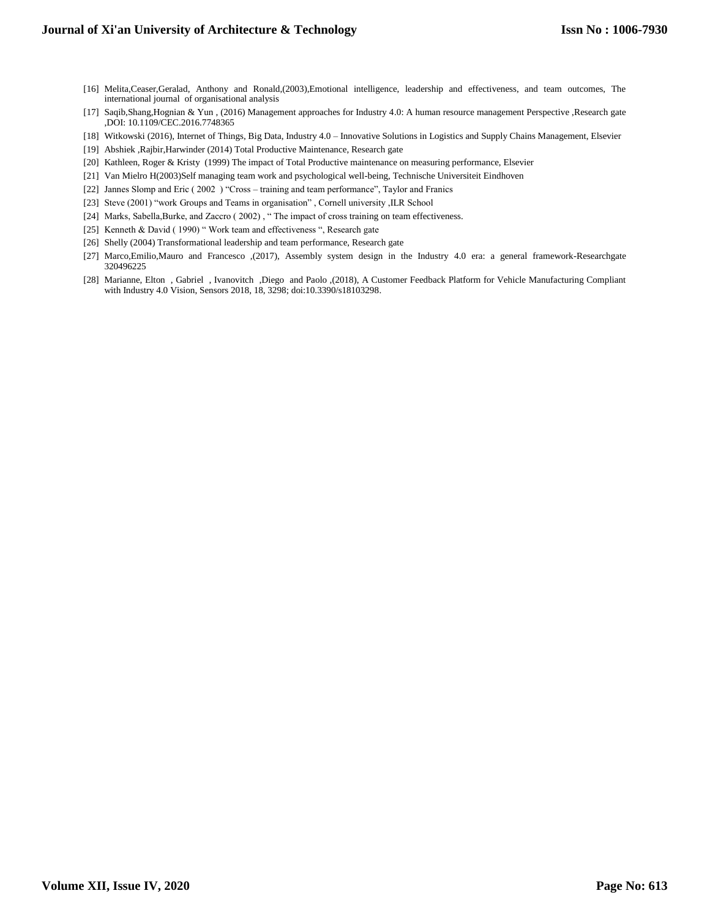[16] Melita,Ceaser,Geralad, Anthony and Ronald,(2003),Emotional intelligence, leadership and effectiveness, and team outcomes, The international journal of organisational analysis

[17] Saqib,Shang,Hognian & Yun , (2016) Management approaches for Industry 4.0: A human resource management Perspective ,Research gate ,DOI: 10.1109/CEC.2016.7748365

[18] Witkowski (2016), Internet of Things, Big Data, Industry 4.0 – Innovative Solutions in Logistics and Supply Chains Management, Elsevier

[19] Abshiek ,Rajbir,Harwinder (2014) Total Productive Maintenance, Research gate

[20] Kathleen, Roger & Kristy (1999) The impact of Total Productive maintenance on measuring performance, Elsevier

[21] Van Mielro H(2003)Self managing team work and psychological well-being, Technische Universiteit Eindhoven

[22] Jannes Slomp and Eric ( 2002 ) "Cross – training and team performance", Taylor and Franics

[23] Steve (2001) "work Groups and Teams in organisation" , Cornell university ,ILR School

[24] Marks, Sabella,Burke, and Zaccro ( 2002) , " The impact of cross training on team effectiveness.

[25] Kenneth & David ( 1990) " Work team and effectiveness ", Research gate

[26] Shelly (2004) Transformational leadership and team performance, Research gate

[27] Marco,Emilio,Mauro and Francesco ,(2017), Assembly system design in the Industry 4.0 era: a general framework-Researchgate 320496225

[28] Marianne, Elton , Gabriel , Ivanovitch ,Diego and Paolo ,(2018), A Customer Feedback Platform for Vehicle Manufacturing Compliant with Industry 4.0 Vision, Sensors 2018, 18, 3298; doi:10.3390/s18103298.